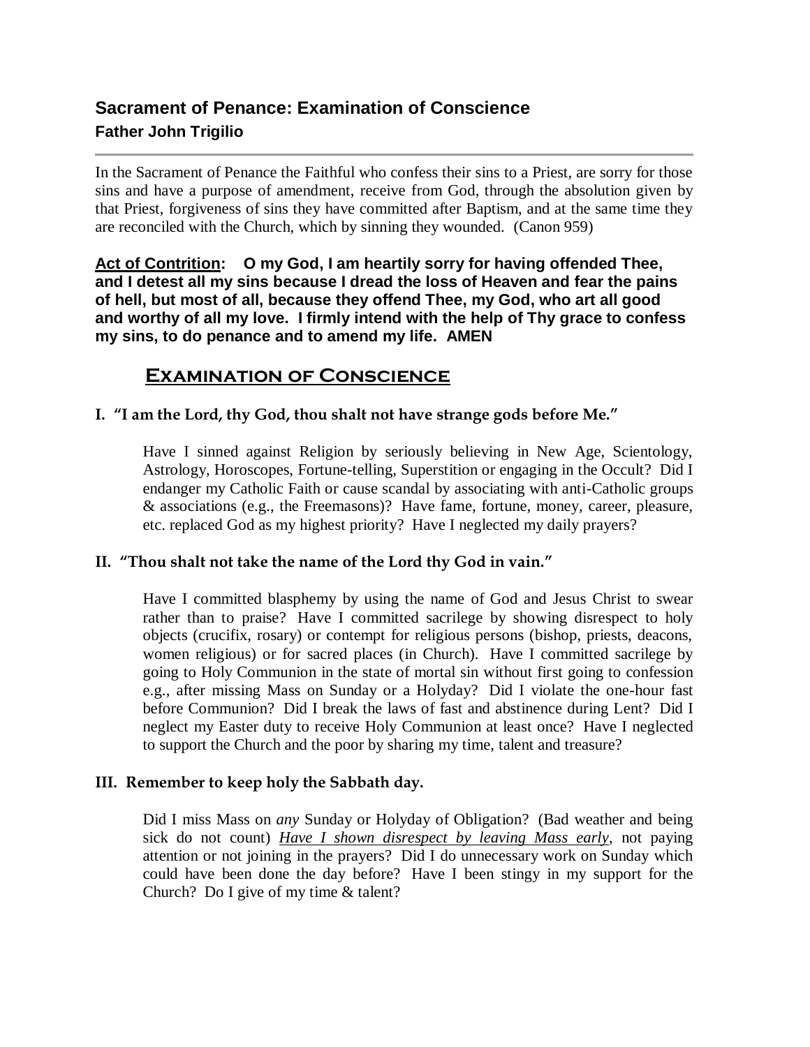## Sacrament of Penance: Examination of Conscience

**Father John Trigilio**

---

In the Sacrament of Penance the Faithful who confess their sins to a Priest, are sorry for those sins and have a purpose of amendment, receive from God, through the absolution given by that Priest, forgiveness of sins they have committed after Baptism, and at the same time they are reconciled with the Church, which by sinning they wounded. (Canon 959)

**Act of Contrition: O my God, I am heartily sorry for having offended Thee, and I detest all my sins because I dread the loss of Heaven and fear the pains of hell, but most of all, because they offend Thee, my God, who art all good and worthy of all my love. I firmly intend with the help of Thy grace to confess my sins, to do penance and to amend my life. AMEN**

## Examination of Conscience

### I. "I am the Lord, thy God, thou shalt not have strange gods before Me."

Have I sinned against Religion by seriously believing in New Age, Scientology, Astrology, Horoscopes, Fortune-telling, Superstition or engaging in the Occult? Did I endanger my Catholic Faith or cause scandal by associating with anti-Catholic groups & associations (e.g., the Freemasons)? Have fame, fortune, money, career, pleasure, etc. replaced God as my highest priority? Have I neglected my daily prayers?

### II. "Thou shalt not take the name of the Lord thy God in vain."

Have I committed blasphemy by using the name of God and Jesus Christ to swear rather than to praise? Have I committed sacrilege by showing disrespect to holy objects (crucifix, rosary) or contempt for religious persons (bishop, priests, deacons, women religious) or for sacred places (in Church). Have I committed sacrilege by going to Holy Communion in the state of mortal sin without first going to confession e.g., after missing Mass on Sunday or a Holyday? Did I violate the one-hour fast before Communion? Did I break the laws of fast and abstinence during Lent? Did I neglect my Easter duty to receive Holy Communion at least once? Have I neglected to support the Church and the poor by sharing my time, talent and treasure?

### III. Remember to keep holy the Sabbath day.

Did I miss Mass on *any* Sunday or Holyday of Obligation? (Bad weather and being sick do not count) ***Have I shown disrespect by leaving Mass early***, not paying attention or not joining in the prayers? Did I do unnecessary work on Sunday which could have been done the day before? Have I been stingy in my support for the Church? Do I give of my time & talent?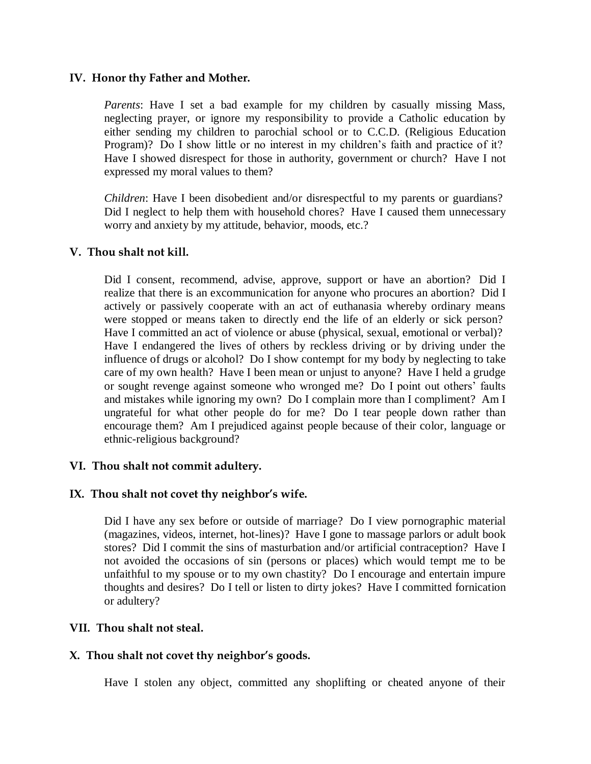## IV. Honor thy Father and Mother.

*Parents*: Have I set a bad example for my children by casually missing Mass, neglecting prayer, or ignore my responsibility to provide a Catholic education by either sending my children to parochial school or to C.C.D. (Religious Education Program)? Do I show little or no interest in my children's faith and practice of it? Have I showed disrespect for those in authority, government or church? Have I not expressed my moral values to them?

*Children*: Have I been disobedient and/or disrespectful to my parents or guardians? Did I neglect to help them with household chores? Have I caused them unnecessary worry and anxiety by my attitude, behavior, moods, etc.?

## V. Thou shalt not kill.

Did I consent, recommend, advise, approve, support or have an abortion? Did I realize that there is an excommunication for anyone who procures an abortion? Did I actively or passively cooperate with an act of euthanasia whereby ordinary means were stopped or means taken to directly end the life of an elderly or sick person? Have I committed an act of violence or abuse (physical, sexual, emotional or verbal)? Have I endangered the lives of others by reckless driving or by driving under the influence of drugs or alcohol? Do I show contempt for my body by neglecting to take care of my own health? Have I been mean or unjust to anyone? Have I held a grudge or sought revenge against someone who wronged me? Do I point out others' faults and mistakes while ignoring my own? Do I complain more than I compliment? Am I ungrateful for what other people do for me? Do I tear people down rather than encourage them? Am I prejudiced against people because of their color, language or ethnic-religious background?

## VI. Thou shalt not commit adultery.

## IX. Thou shalt not covet thy neighbor's wife.

Did I have any sex before or outside of marriage? Do I view pornographic material (magazines, videos, internet, hot-lines)? Have I gone to massage parlors or adult book stores? Did I commit the sins of masturbation and/or artificial contraception? Have I not avoided the occasions of sin (persons or places) which would tempt me to be unfaithful to my spouse or to my own chastity? Do I encourage and entertain impure thoughts and desires? Do I tell or listen to dirty jokes? Have I committed fornication or adultery?

## VII. Thou shalt not steal.

## X. Thou shalt not covet thy neighbor's goods.

Have I stolen any object, committed any shoplifting or cheated anyone of their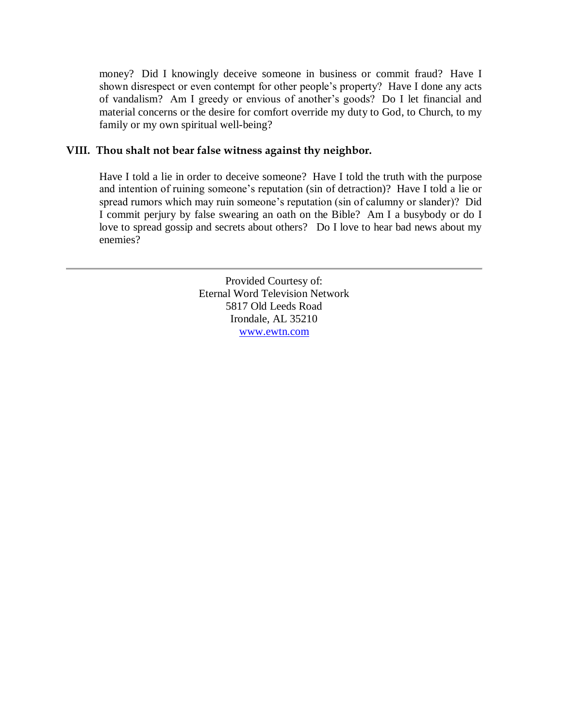money? Did I knowingly deceive someone in business or commit fraud? Have I shown disrespect or even contempt for other people's property? Have I done any acts of vandalism? Am I greedy or envious of another's goods? Do I let financial and material concerns or the desire for comfort override my duty to God, to Church, to my family or my own spiritual well-being?

### VIII. Thou shalt not bear false witness against thy neighbor.

Have I told a lie in order to deceive someone? Have I told the truth with the purpose and intention of ruining someone's reputation (sin of detraction)? Have I told a lie or spread rumors which may ruin someone's reputation (sin of calumny or slander)? Did I commit perjury by false swearing an oath on the Bible? Am I a busybody or do I love to spread gossip and secrets about others? Do I love to hear bad news about my enemies?

---

Provided Courtesy of:
Eternal Word Television Network
5817 Old Leeds Road
Irondale, AL 35210
www.ewtn.com